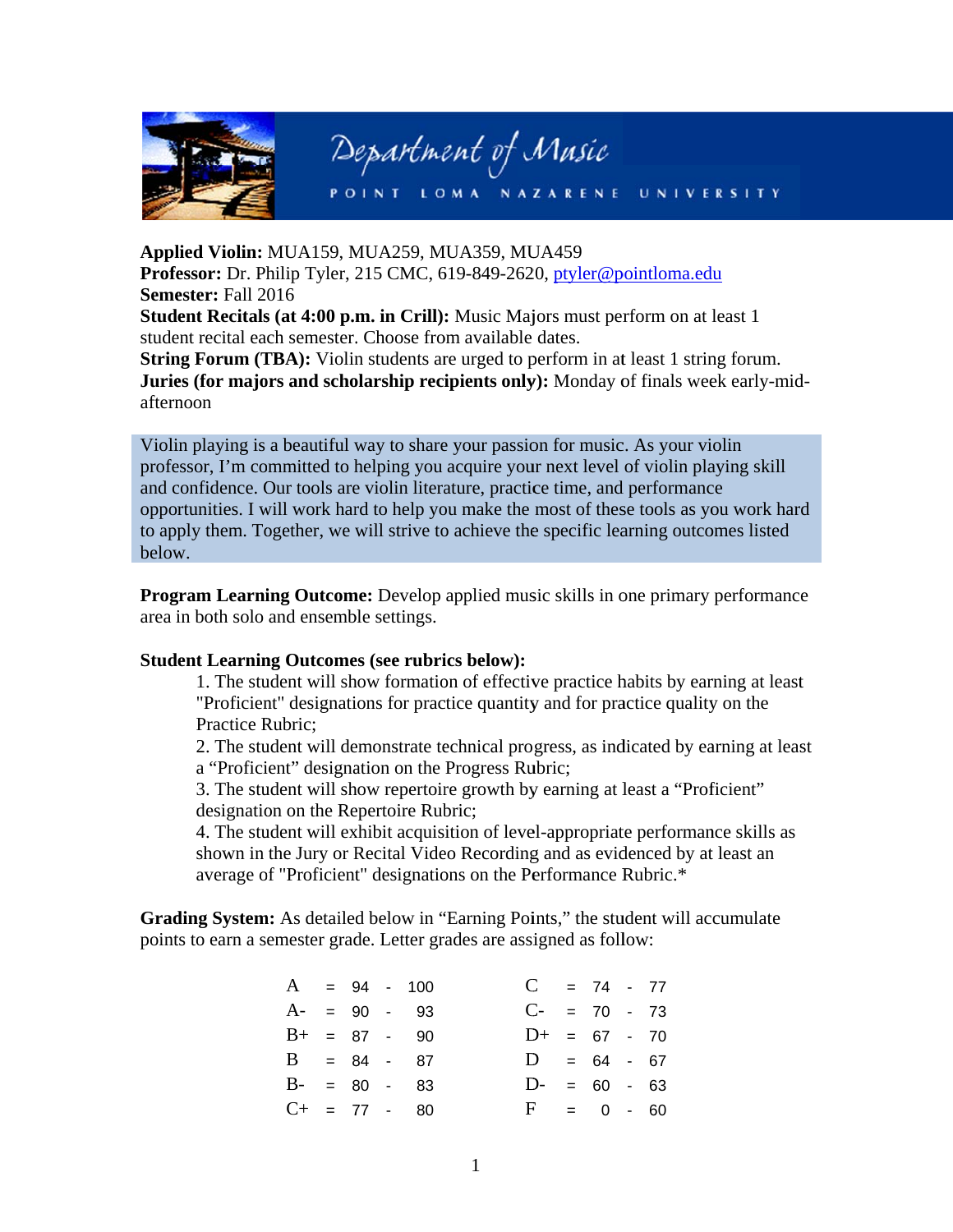Department of Music

POINT LOMA NAZARENE UNIVERSITY

**Applied Violin:** MUA159, MUA259, MUA359, MUA459
**Professor:** Dr. Philip Tyler, 215 CMC, 619-849-2620, ptyler@pointloma.edu
**Semester:** Fall 2016
**Student Recitals (at 4:00 p.m. in Crill):** Music Majors must perform on at least 1 student recital each semester. Choose from available dates.
**String Forum (TBA):** Violin students are urged to perform in at least 1 string forum.
**Juries (for majors and scholarship recipients only):** Monday of finals week early-mid-afternoon

Violin playing is a beautiful way to share your passion for music. As your violin professor, I'm committed to helping you acquire your next level of violin playing skill and confidence. Our tools are violin literature, practice time, and performance opportunities. I will work hard to help you make the most of these tools as you work hard to apply them. Together, we will strive to achieve the specific learning outcomes listed below.

**Program Learning Outcome:** Develop applied music skills in one primary performance area in both solo and ensemble settings.

**Student Learning Outcomes (see rubrics below):**

1. The student will show formation of effective practice habits by earning at least "Proficient" designations for practice quantity and for practice quality on the Practice Rubric;
2. The student will demonstrate technical progress, as indicated by earning at least a "Proficient" designation on the Progress Rubric;
3. The student will show repertoire growth by earning at least a "Proficient" designation on the Repertoire Rubric;
4. The student will exhibit acquisition of level-appropriate performance skills as shown in the Jury or Recital Video Recording and as evidenced by at least an average of "Proficient" designations on the Performance Rubric.*

**Grading System:** As detailed below in "Earning Points," the student will accumulate points to earn a semester grade. Letter grades are assigned as follow:

| Grade | Points | Grade | Points |
|---|---|---|---|
| A | 94 - 100 | C | 74 - 77 |
| A- | 90 - 93 | C- | 70 - 73 |
| B+ | 87 - 90 | D+ | 67 - 70 |
| B | 84 - 87 | D | 64 - 67 |
| B- | 80 - 83 | D- | 60 - 63 |
| C+ | 77 - 80 | F | 0 - 60 |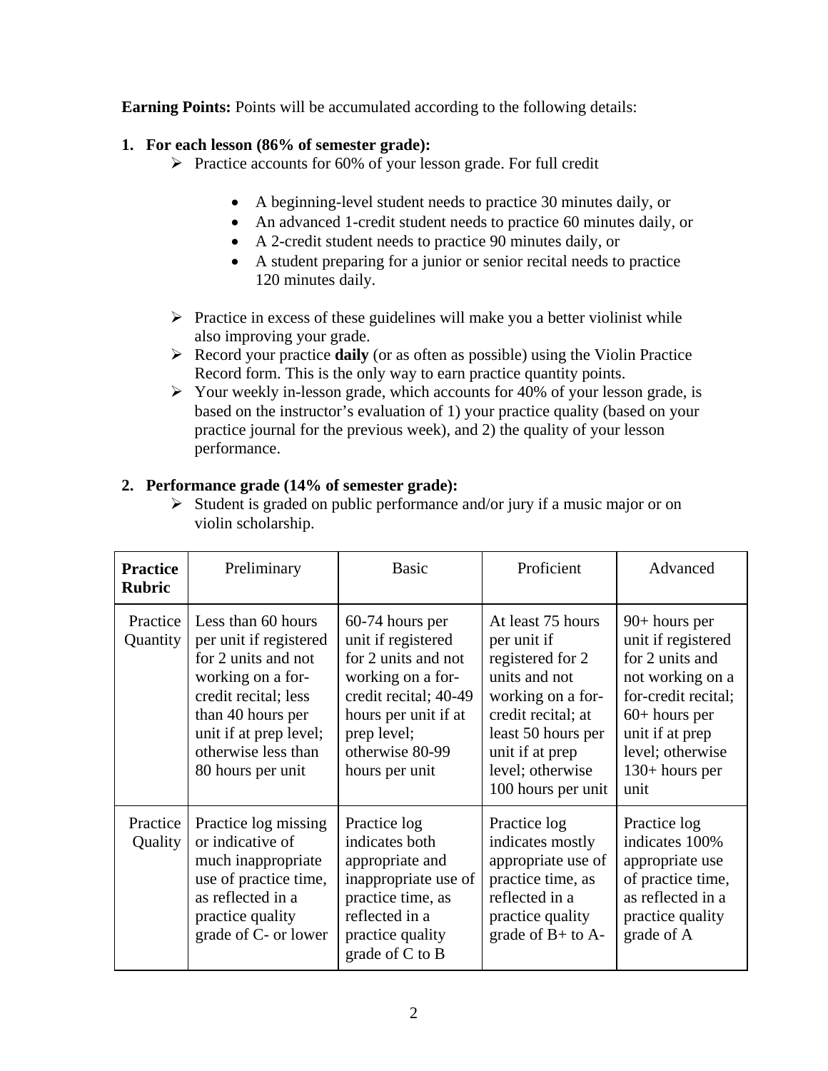**Earning Points:** Points will be accumulated according to the following details:

1. **For each lesson (86% of semester grade):**
   - Practice accounts for 60% of your lesson grade. For full credit
     - A beginning-level student needs to practice 30 minutes daily, or
     - An advanced 1-credit student needs to practice 60 minutes daily, or
     - A 2-credit student needs to practice 90 minutes daily, or
     - A student preparing for a junior or senior recital needs to practice 120 minutes daily.
   - Practice in excess of these guidelines will make you a better violinist while also improving your grade.
   - Record your practice **daily** (or as often as possible) using the Violin Practice Record form. This is the only way to earn practice quantity points.
   - Your weekly in-lesson grade, which accounts for 40% of your lesson grade, is based on the instructor's evaluation of 1) your practice quality (based on your practice journal for the previous week), and 2) the quality of your lesson performance.

2. **Performance grade (14% of semester grade):**
   - Student is graded on public performance and/or jury if a music major or on violin scholarship.

| **Practice Rubric** | Preliminary | Basic | Proficient | Advanced |
|---|---|---|---|---|
| Practice Quantity | Less than 60 hours per unit if registered for 2 units and not working on a for-credit recital; less than 40 hours per unit if at prep level; otherwise less than 80 hours per unit | 60-74 hours per unit if registered for 2 units and not working on a for-credit recital; 40-49 hours per unit if at prep level; otherwise 80-99 hours per unit | At least 75 hours per unit if registered for 2 units and not working on a for-credit recital; at least 50 hours per unit if at prep level; otherwise 100 hours per unit | 90+ hours per unit if registered for 2 units and not working on a for-credit recital; 60+ hours per unit if at prep level; otherwise 130+ hours per unit |
| Practice Quality | Practice log missing or indicative of much inappropriate use of practice time, as reflected in a practice quality grade of C- or lower | Practice log indicates both appropriate and inappropriate use of practice time, as reflected in a practice quality grade of C to B | Practice log indicates mostly appropriate use of practice time, as reflected in a practice quality grade of B+ to A- | Practice log indicates 100% appropriate use of practice time, as reflected in a practice quality grade of A |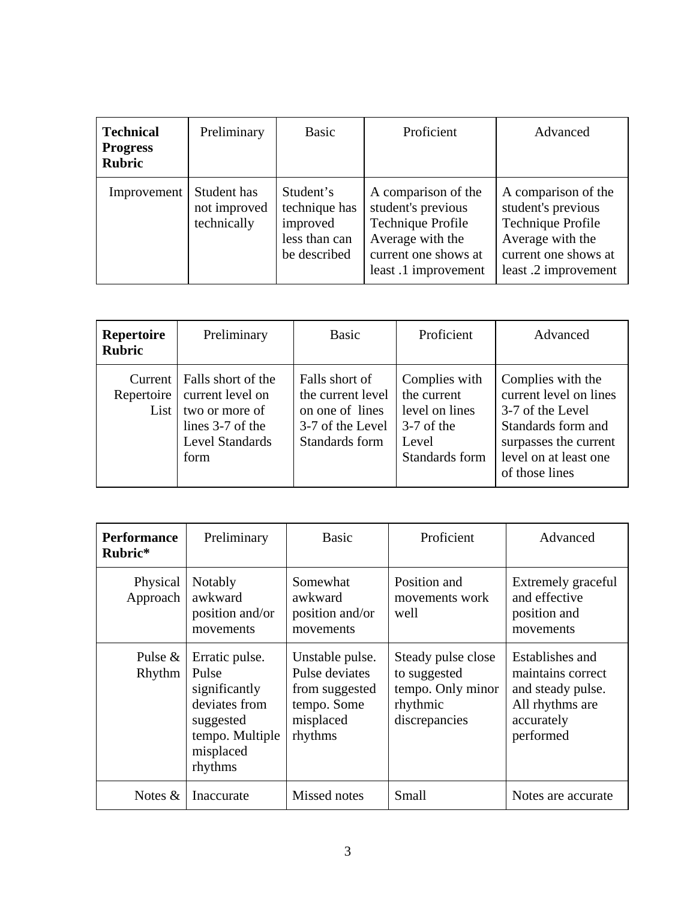| **Technical Progress Rubric** | Preliminary | Basic | Proficient | Advanced |
|---|---|---|---|---|
| Improvement | Student has not improved technically | Student's technique has improved less than can be described | A comparison of the student's previous Technique Profile Average with the current one shows at least .1 improvement | A comparison of the student's previous Technique Profile Average with the current one shows at least .2 improvement |

| **Repertoire Rubric** | Preliminary | Basic | Proficient | Advanced |
|---|---|---|---|---|
| Current Repertoire List | Falls short of the current level on two or more of lines 3-7 of the Level Standards form | Falls short of the current level on one of lines 3-7 of the Level Standards form | Complies with the current level on lines 3-7 of the Level Standards form | Complies with the current level on lines 3-7 of the Level Standards form and surpasses the current level on at least one of those lines |

| **Performance Rubric*** | Preliminary | Basic | Proficient | Advanced |
|---|---|---|---|---|
| Physical Approach | Notably awkward position and/or movements | Somewhat awkward position and/or movements | Position and movements work well | Extremely graceful and effective position and movements |
| Pulse & Rhythm | Erratic pulse. Pulse significantly deviates from suggested tempo. Multiple misplaced rhythms | Unstable pulse. Pulse deviates from suggested tempo. Some misplaced rhythms | Steady pulse close to suggested tempo. Only minor rhythmic discrepancies | Establishes and maintains correct and steady pulse. All rhythms are accurately performed |
| Notes & | Inaccurate | Missed notes | Small | Notes are accurate |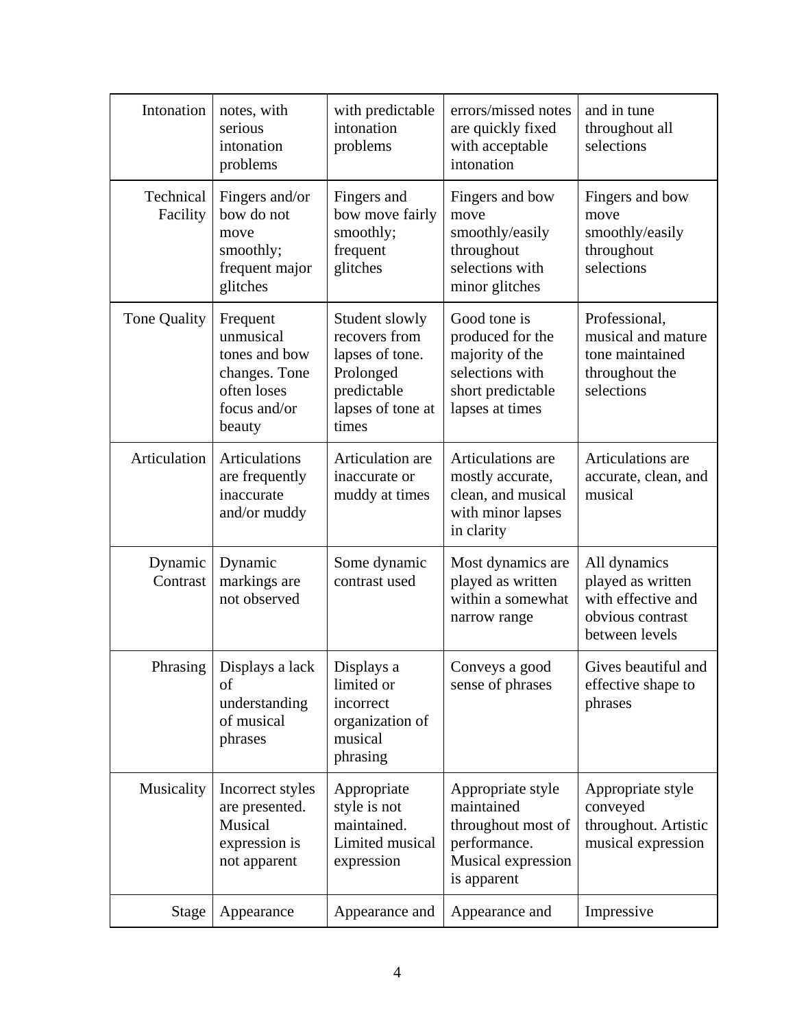| Intonation | notes, with serious intonation problems | with predictable intonation problems | errors/missed notes are quickly fixed with acceptable intonation | and in tune throughout all selections |
|---|---|---|---|---|
| Technical Facility | Fingers and/or bow do not move smoothly; frequent major glitches | Fingers and bow move fairly smoothly; frequent glitches | Fingers and bow move smoothly/easily throughout selections with minor glitches | Fingers and bow move smoothly/easily throughout selections |
| Tone Quality | Frequent unmusical tones and bow changes. Tone often loses focus and/or beauty | Student slowly recovers from lapses of tone. Prolonged predictable lapses of tone at times | Good tone is produced for the majority of the selections with short predictable lapses at times | Professional, musical and mature tone maintained throughout the selections |
| Articulation | Articulations are frequently inaccurate and/or muddy | Articulation are inaccurate or muddy at times | Articulations are mostly accurate, clean, and musical with minor lapses in clarity | Articulations are accurate, clean, and musical |
| Dynamic Contrast | Dynamic markings are not observed | Some dynamic contrast used | Most dynamics are played as written within a somewhat narrow range | All dynamics played as written with effective and obvious contrast between levels |
| Phrasing | Displays a lack of understanding of musical phrases | Displays a limited or incorrect organization of musical phrasing | Conveys a good sense of phrases | Gives beautiful and effective shape to phrases |
| Musicality | Incorrect styles are presented. Musical expression is not apparent | Appropriate style is not maintained. Limited musical expression | Appropriate style maintained throughout most of performance. Musical expression is apparent | Appropriate style conveyed throughout. Artistic musical expression |
| Stage | Appearance | Appearance and | Appearance and | Impressive |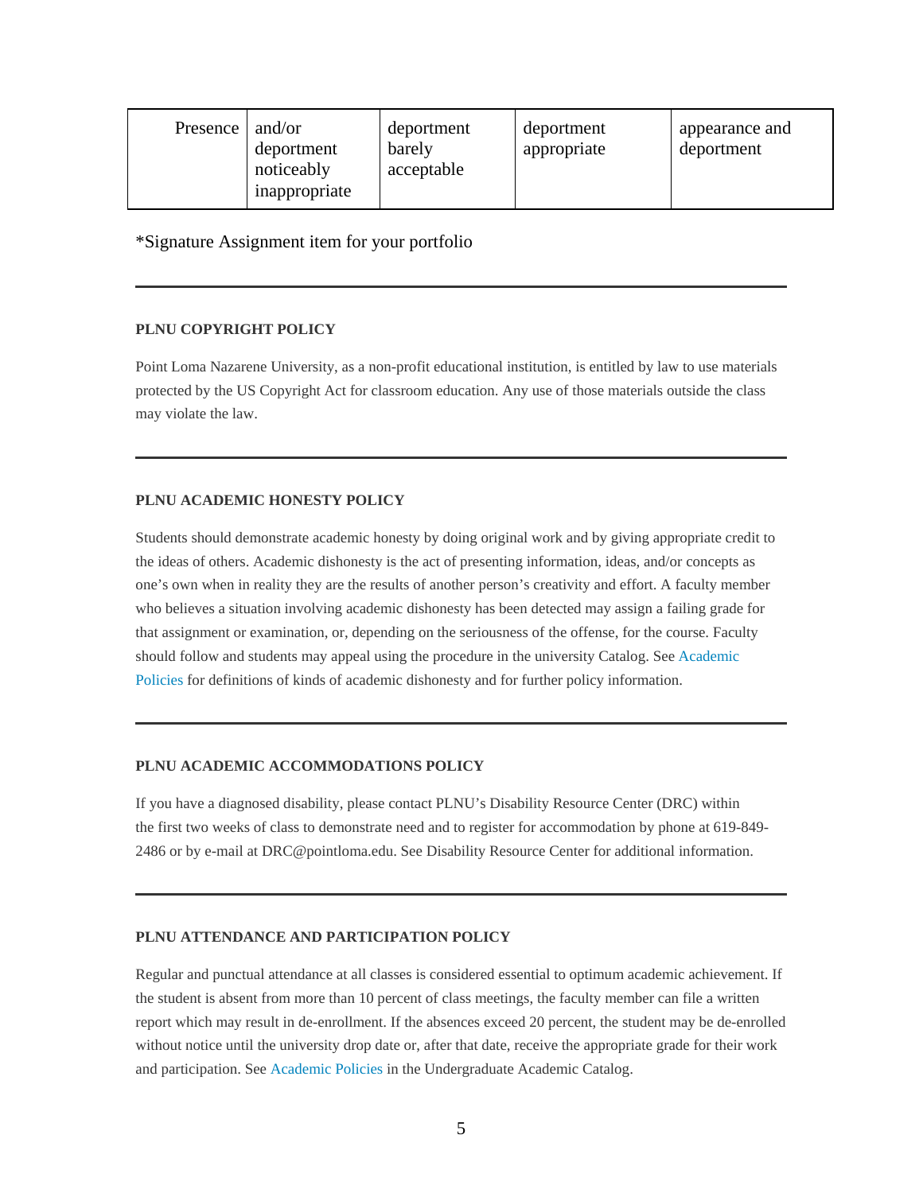| Presence | and/or deportment noticeably inappropriate | deportment barely acceptable | deportment appropriate | appearance and deportment |
|---|---|---|---|---|

*Signature Assignment item for your portfolio

---

#### PLNU COPYRIGHT POLICY

Point Loma Nazarene University, as a non-profit educational institution, is entitled by law to use materials protected by the US Copyright Act for classroom education. Any use of those materials outside the class may violate the law.

---

#### PLNU ACADEMIC HONESTY POLICY

Students should demonstrate academic honesty by doing original work and by giving appropriate credit to the ideas of others. Academic dishonesty is the act of presenting information, ideas, and/or concepts as one's own when in reality they are the results of another person's creativity and effort. A faculty member who believes a situation involving academic dishonesty has been detected may assign a failing grade for that assignment or examination, or, depending on the seriousness of the offense, for the course. Faculty should follow and students may appeal using the procedure in the university Catalog. See Academic Policies for definitions of kinds of academic dishonesty and for further policy information.

---

#### PLNU ACADEMIC ACCOMMODATIONS POLICY

If you have a diagnosed disability, please contact PLNU's Disability Resource Center (DRC) within the first two weeks of class to demonstrate need and to register for accommodation by phone at 619-849-2486 or by e-mail at DRC@pointloma.edu. See Disability Resource Center for additional information.

---

#### PLNU ATTENDANCE AND PARTICIPATION POLICY

Regular and punctual attendance at all classes is considered essential to optimum academic achievement. If the student is absent from more than 10 percent of class meetings, the faculty member can file a written report which may result in de-enrollment. If the absences exceed 20 percent, the student may be de-enrolled without notice until the university drop date or, after that date, receive the appropriate grade for their work and participation. See Academic Policies in the Undergraduate Academic Catalog.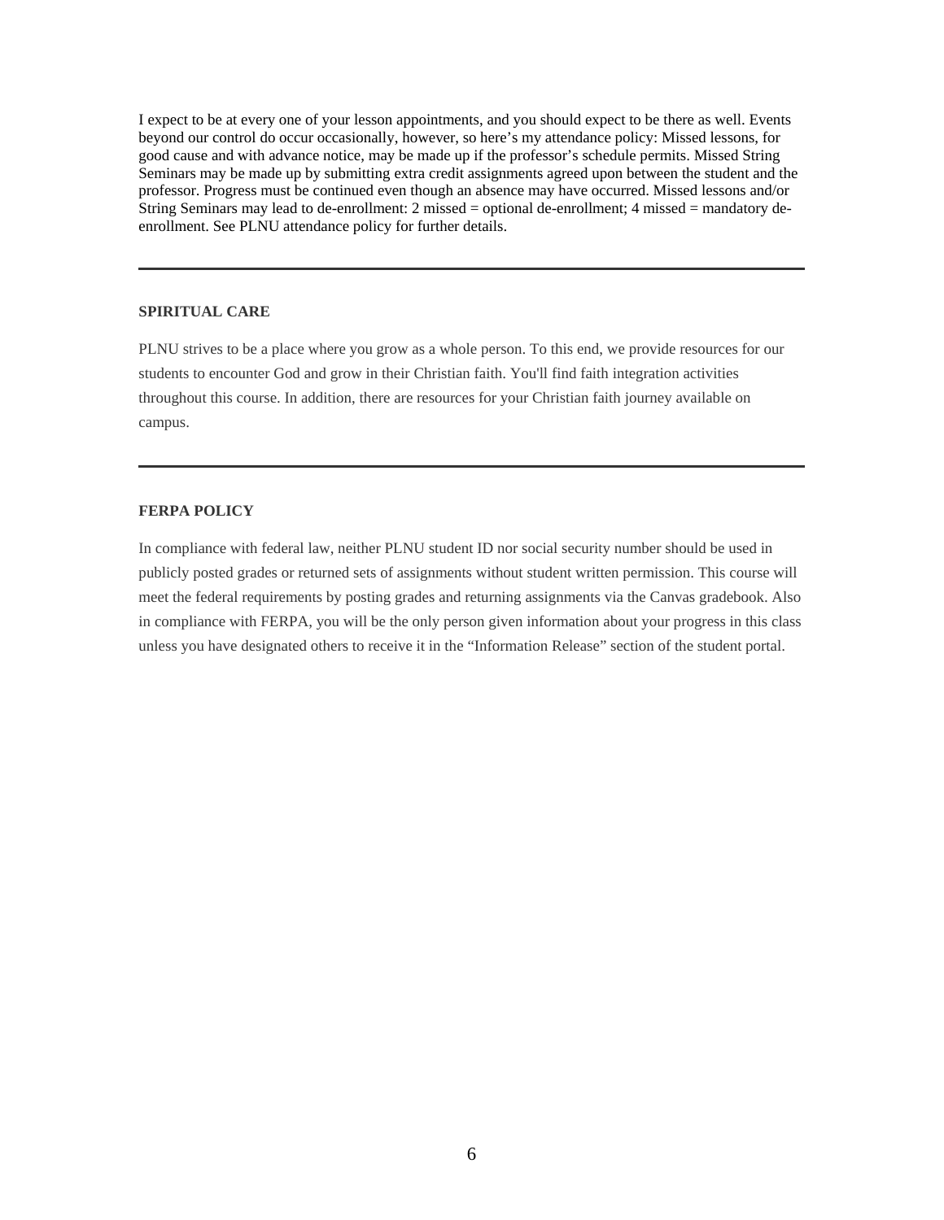I expect to be at every one of your lesson appointments, and you should expect to be there as well. Events beyond our control do occur occasionally, however, so here's my attendance policy: Missed lessons, for good cause and with advance notice, may be made up if the professor's schedule permits. Missed String Seminars may be made up by submitting extra credit assignments agreed upon between the student and the professor. Progress must be continued even though an absence may have occurred. Missed lessons and/or String Seminars may lead to de-enrollment: 2 missed = optional de-enrollment; 4 missed = mandatory de-enrollment. See PLNU attendance policy for further details.

---

**SPIRITUAL CARE**

PLNU strives to be a place where you grow as a whole person. To this end, we provide resources for our students to encounter God and grow in their Christian faith. You'll find faith integration activities throughout this course. In addition, there are resources for your Christian faith journey available on campus.

---

**FERPA POLICY**

In compliance with federal law, neither PLNU student ID nor social security number should be used in publicly posted grades or returned sets of assignments without student written permission. This course will meet the federal requirements by posting grades and returning assignments via the Canvas gradebook. Also in compliance with FERPA, you will be the only person given information about your progress in this class unless you have designated others to receive it in the "Information Release" section of the student portal.